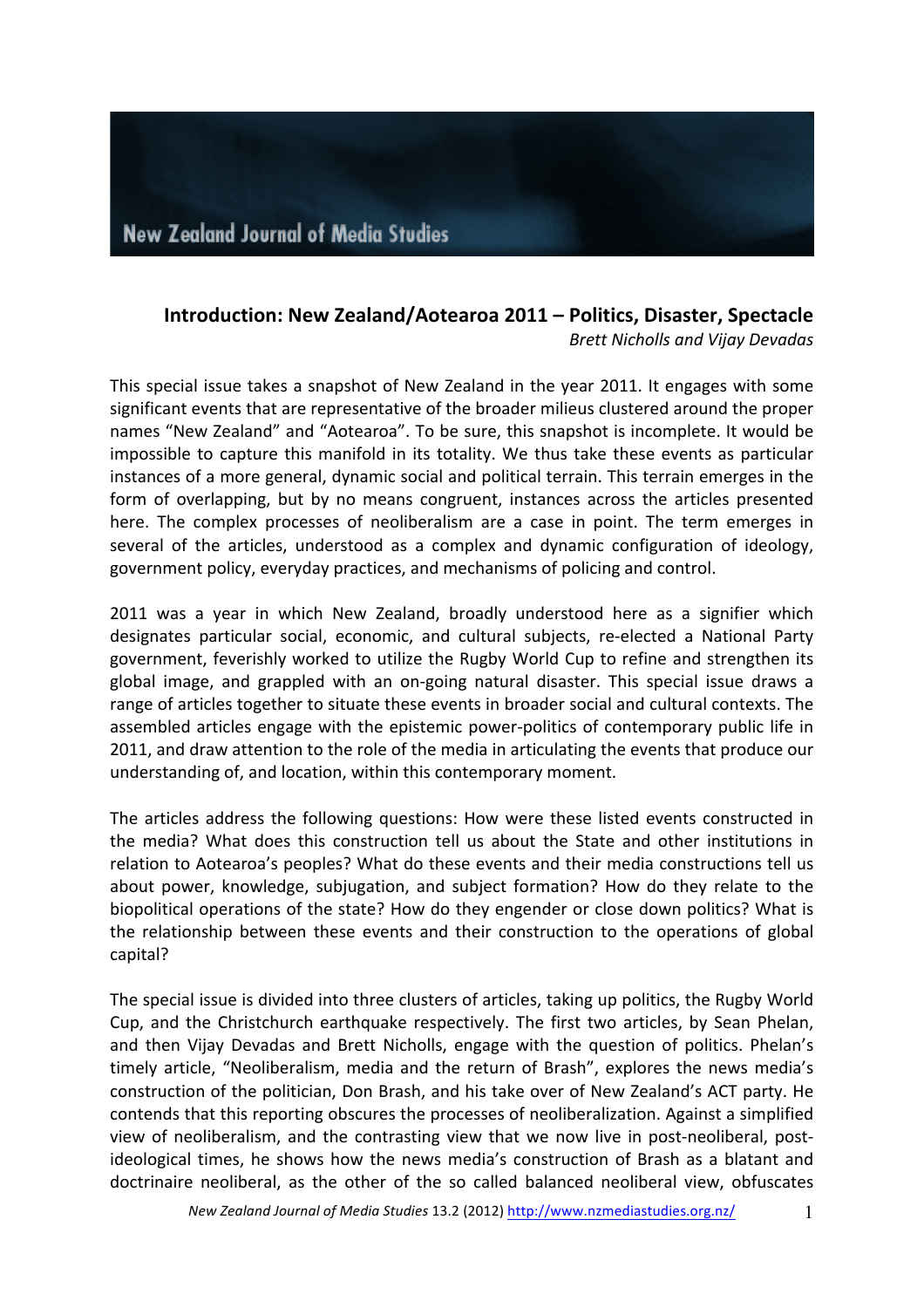# Introduction: New Zealand/Aotearoa 2011 – Politics, Disaster, Spectacle

*Brett Nicholls and Vijay Devadas*

This special issue takes a snapshot of New Zealand in the year 2011. It engages with some significant events that are representative of the broader milieus clustered around the proper names "New Zealand" and "Aotearoa". To be sure, this snapshot is incomplete. It would be impossible to capture this manifold in its totality. We thus take these events as particular instances of a more general, dynamic social and political terrain. This terrain emerges in the form of overlapping, but by no means congruent, instances across the articles presented here. The complex processes of neoliberalism are a case in point. The term emerges in several of the articles, understood as a complex and dynamic configuration of ideology, government policy, everyday practices, and mechanisms of policing and control.

2011 was a year in which New Zealand, broadly understood here as a signifier which designates particular social, economic, and cultural subjects, re-elected a National Party government, feverishly worked to utilize the Rugby World Cup to refine and strengthen its global image, and grappled with an on-going natural disaster. This special issue draws a range of articles together to situate these events in broader social and cultural contexts. The assembled articles engage with the epistemic power-politics of contemporary public life in 2011, and draw attention to the role of the media in articulating the events that produce our understanding of, and location, within this contemporary moment.

The articles address the following questions: How were these listed events constructed in the media? What does this construction tell us about the State and other institutions in relation to Aotearoa's peoples? What do these events and their media constructions tell us about power, knowledge, subjugation, and subject formation? How do they relate to the biopolitical operations of the state? How do they engender or close down politics? What is the relationship between these events and their construction to the operations of global capital?

The special issue is divided into three clusters of articles, taking up politics, the Rugby World Cup, and the Christchurch earthquake respectively. The first two articles, by Sean Phelan, and then Vijay Devadas and Brett Nicholls, engage with the question of politics. Phelan's timely article, "Neoliberalism, media and the return of Brash", explores the news media's construction of the politician, Don Brash, and his take over of New Zealand's ACT party. He contends that this reporting obscures the processes of neoliberalization. Against a simplified view of neoliberalism, and the contrasting view that we now live in post-neoliberal, post-ideological times, he shows how the news media's construction of Brash as a blatant and doctrinaire neoliberal, as the other of the so called balanced neoliberal view, obfuscates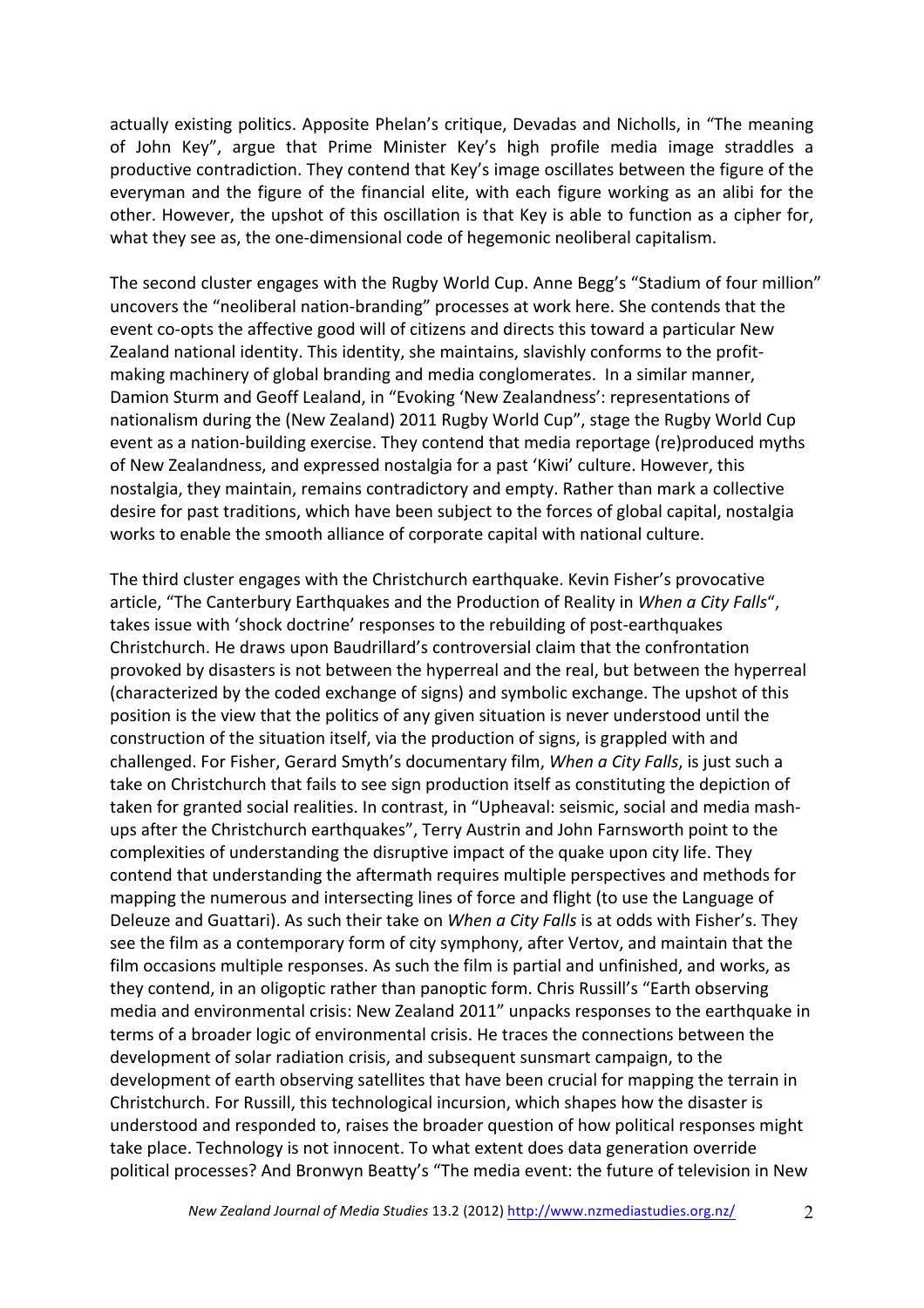actually existing politics. Apposite Phelan's critique, Devadas and Nicholls, in "The meaning of John Key", argue that Prime Minister Key's high profile media image straddles a productive contradiction. They contend that Key's image oscillates between the figure of the everyman and the figure of the financial elite, with each figure working as an alibi for the other. However, the upshot of this oscillation is that Key is able to function as a cipher for, what they see as, the one-dimensional code of hegemonic neoliberal capitalism.

The second cluster engages with the Rugby World Cup. Anne Begg's "Stadium of four million" uncovers the "neoliberal nation-branding" processes at work here. She contends that the event co-opts the affective good will of citizens and directs this toward a particular New Zealand national identity. This identity, she maintains, slavishly conforms to the profit-making machinery of global branding and media conglomerates. In a similar manner, Damion Sturm and Geoff Lealand, in "Evoking 'New Zealandness': representations of nationalism during the (New Zealand) 2011 Rugby World Cup", stage the Rugby World Cup event as a nation-building exercise. They contend that media reportage (re)produced myths of New Zealandness, and expressed nostalgia for a past 'Kiwi' culture. However, this nostalgia, they maintain, remains contradictory and empty. Rather than mark a collective desire for past traditions, which have been subject to the forces of global capital, nostalgia works to enable the smooth alliance of corporate capital with national culture.

The third cluster engages with the Christchurch earthquake. Kevin Fisher's provocative article, "The Canterbury Earthquakes and the Production of Reality in *When a City Falls*", takes issue with 'shock doctrine' responses to the rebuilding of post-earthquakes Christchurch. He draws upon Baudrillard's controversial claim that the confrontation provoked by disasters is not between the hyperreal and the real, but between the hyperreal (characterized by the coded exchange of signs) and symbolic exchange. The upshot of this position is the view that the politics of any given situation is never understood until the construction of the situation itself, via the production of signs, is grappled with and challenged. For Fisher, Gerard Smyth's documentary film, *When a City Falls*, is just such a take on Christchurch that fails to see sign production itself as constituting the depiction of taken for granted social realities. In contrast, in "Upheaval: seismic, social and media mash-ups after the Christchurch earthquakes", Terry Austrin and John Farnsworth point to the complexities of understanding the disruptive impact of the quake upon city life. They contend that understanding the aftermath requires multiple perspectives and methods for mapping the numerous and intersecting lines of force and flight (to use the Language of Deleuze and Guattari). As such their take on *When a City Falls* is at odds with Fisher's. They see the film as a contemporary form of city symphony, after Vertov, and maintain that the film occasions multiple responses. As such the film is partial and unfinished, and works, as they contend, in an oligoptic rather than panoptic form. Chris Russill's "Earth observing media and environmental crisis: New Zealand 2011" unpacks responses to the earthquake in terms of a broader logic of environmental crisis. He traces the connections between the development of solar radiation crisis, and subsequent sunsmart campaign, to the development of earth observing satellites that have been crucial for mapping the terrain in Christchurch. For Russill, this technological incursion, which shapes how the disaster is understood and responded to, raises the broader question of how political responses might take place. Technology is not innocent. To what extent does data generation override political processes? And Bronwyn Beatty's "The media event: the future of television in New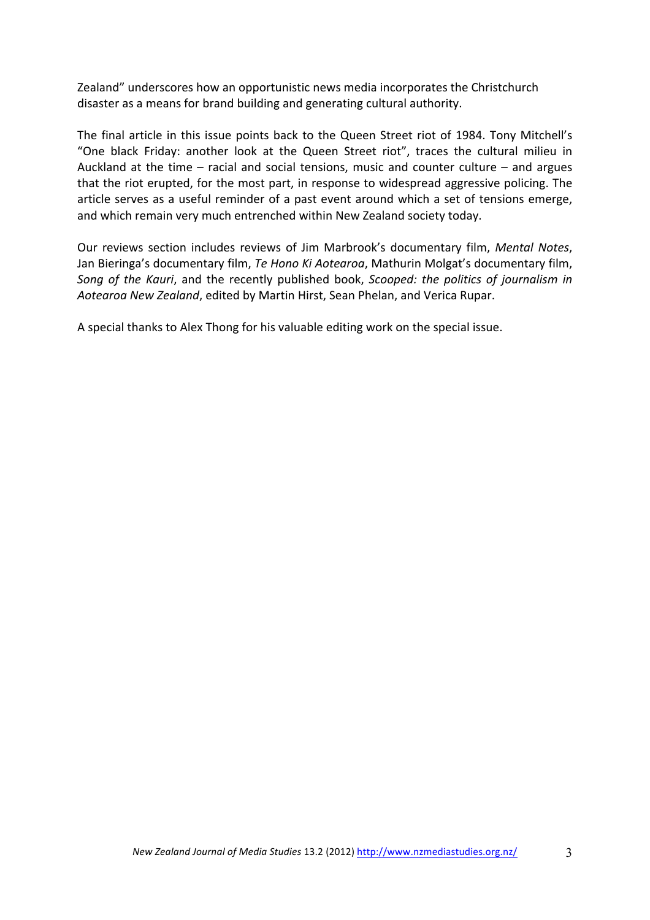Zealand" underscores how an opportunistic news media incorporates the Christchurch disaster as a means for brand building and generating cultural authority.

The final article in this issue points back to the Queen Street riot of 1984. Tony Mitchell's "One black Friday: another look at the Queen Street riot", traces the cultural milieu in Auckland at the time – racial and social tensions, music and counter culture – and argues that the riot erupted, for the most part, in response to widespread aggressive policing. The article serves as a useful reminder of a past event around which a set of tensions emerge, and which remain very much entrenched within New Zealand society today.

Our reviews section includes reviews of Jim Marbrook's documentary film, *Mental Notes*, Jan Bieringa's documentary film, *Te Hono Ki Aotearoa*, Mathurin Molgat's documentary film, *Song of the Kauri*, and the recently published book, *Scooped: the politics of journalism in Aotearoa New Zealand*, edited by Martin Hirst, Sean Phelan, and Verica Rupar.

A special thanks to Alex Thong for his valuable editing work on the special issue.